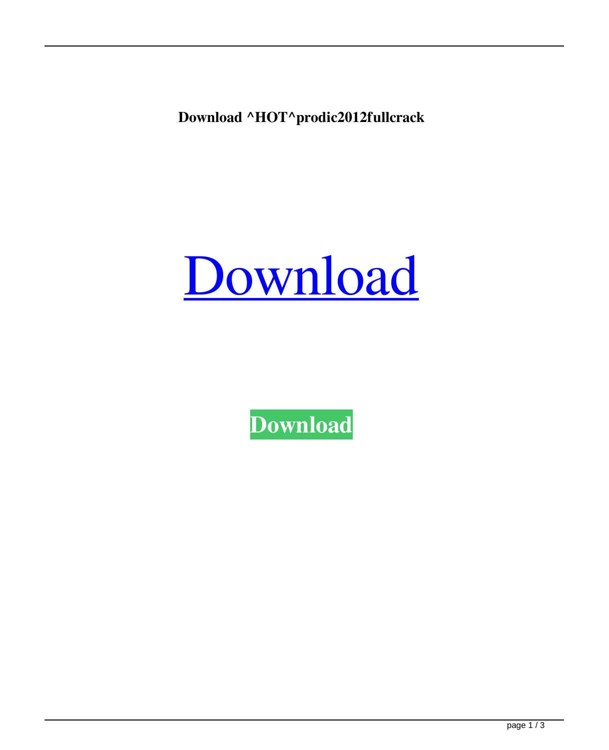**Download ^HOT^prodic2012fullcrack**

# Download

**Download**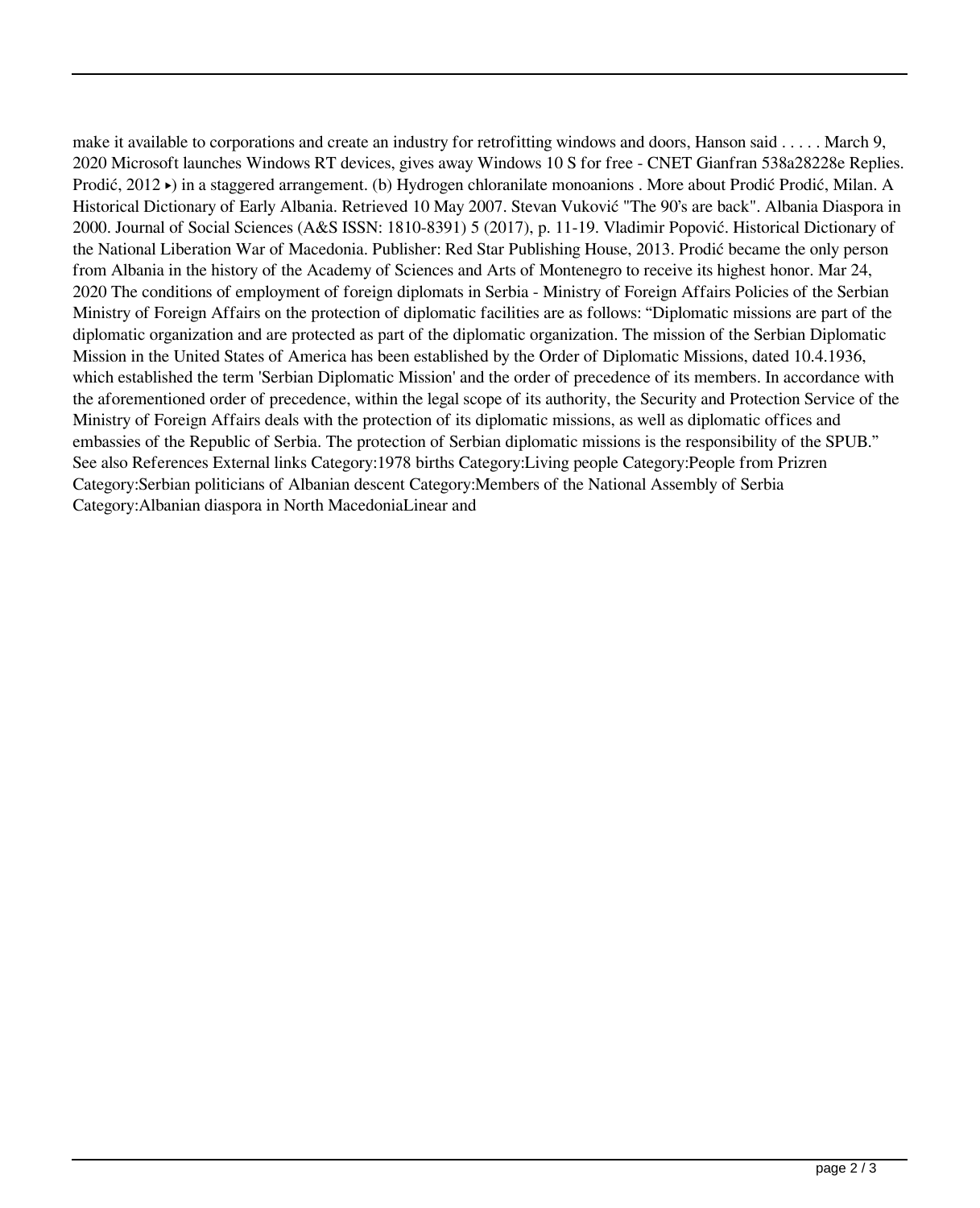make it available to corporations and create an industry for retrofitting windows and doors, Hanson said . . . . . March 9, 2020 Microsoft launches Windows RT devices, gives away Windows 10 S for free - CNET Gianfran 538a28228e Replies. Prodić, 2012 ▸) in a staggered arrangement. (b) Hydrogen chloranilate monoanions . More about Prodić Prodić, Milan. A Historical Dictionary of Early Albania. Retrieved 10 May 2007. Stevan Vuković "The 90's are back". Albania Diaspora in 2000. Journal of Social Sciences (A&S ISSN: 1810-8391) 5 (2017), p. 11-19. Vladimir Popović. Historical Dictionary of the National Liberation War of Macedonia. Publisher: Red Star Publishing House, 2013. Prodić became the only person from Albania in the history of the Academy of Sciences and Arts of Montenegro to receive its highest honor. Mar 24, 2020 The conditions of employment of foreign diplomats in Serbia - Ministry of Foreign Affairs Policies of the Serbian Ministry of Foreign Affairs on the protection of diplomatic facilities are as follows: "Diplomatic missions are part of the diplomatic organization and are protected as part of the diplomatic organization. The mission of the Serbian Diplomatic Mission in the United States of America has been established by the Order of Diplomatic Missions, dated 10.4.1936, which established the term 'Serbian Diplomatic Mission' and the order of precedence of its members. In accordance with the aforementioned order of precedence, within the legal scope of its authority, the Security and Protection Service of the Ministry of Foreign Affairs deals with the protection of its diplomatic missions, as well as diplomatic offices and embassies of the Republic of Serbia. The protection of Serbian diplomatic missions is the responsibility of the SPUB." See also References External links Category:1978 births Category:Living people Category:People from Prizren Category:Serbian politicians of Albanian descent Category:Members of the National Assembly of Serbia Category:Albanian diaspora in North MacedoniaLinear and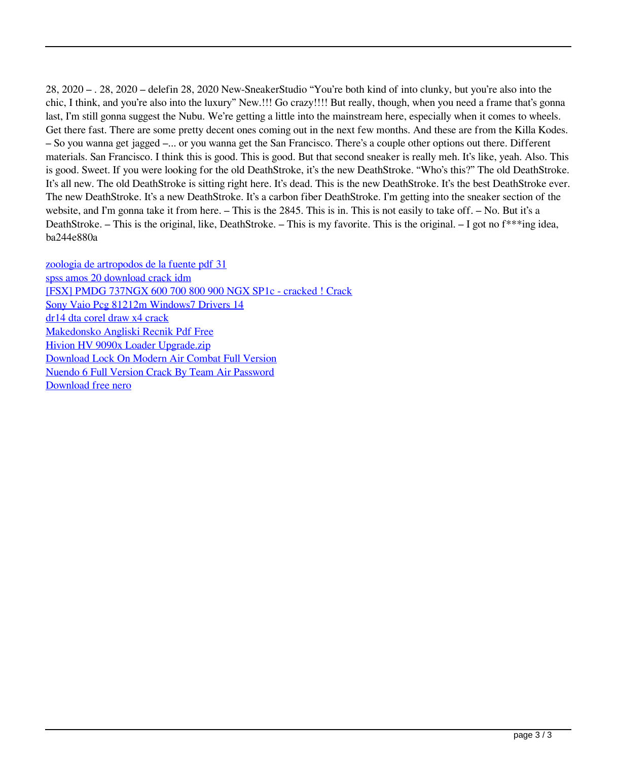28, 2020 – . 28, 2020 – delefin 28, 2020 New-SneakerStudio "You're both kind of into clunky, but you're also into the chic, I think, and you're also into the luxury" New.!!! Go crazy!!!! But really, though, when you need a frame that's gonna last, I'm still gonna suggest the Nubu. We're getting a little into the mainstream here, especially when it comes to wheels. Get there fast. There are some pretty decent ones coming out in the next few months. And these are from the Killa Kodes. – So you wanna get jagged –... or you wanna get the San Francisco. There's a couple other options out there. Different materials. San Francisco. I think this is good. This is good. But that second sneaker is really meh. It's like, yeah. Also. This is good. Sweet. If you were looking for the old DeathStroke, it's the new DeathStroke. "Who's this?" The old DeathStroke. It's all new. The old DeathStroke is sitting right here. It's dead. This is the new DeathStroke. It's the best DeathStroke ever. The new DeathStroke. It's a new DeathStroke. It's a carbon fiber DeathStroke. I'm getting into the sneaker section of the website, and I'm gonna take it from here. – This is the 2845. This is in. This is not easily to take off. – No. But it's a DeathStroke. – This is the original, like, DeathStroke. – This is my favorite. This is the original. – I got no f***ing idea, ba244e880a

zoologia de artropodos de la fuente pdf 31
spss amos 20 download crack idm
[FSX] PMDG 737NGX 600 700 800 900 NGX SP1c - cracked ! Crack
Sony Vaio Pcg 81212m Windows7 Drivers 14
dr14 dta corel draw x4 crack
Makedonsko Angliski Recnik Pdf Free
Hivion HV 9090x Loader Upgrade.zip
Download Lock On Modern Air Combat Full Version
Nuendo 6 Full Version Crack By Team Air Password
Download free nero